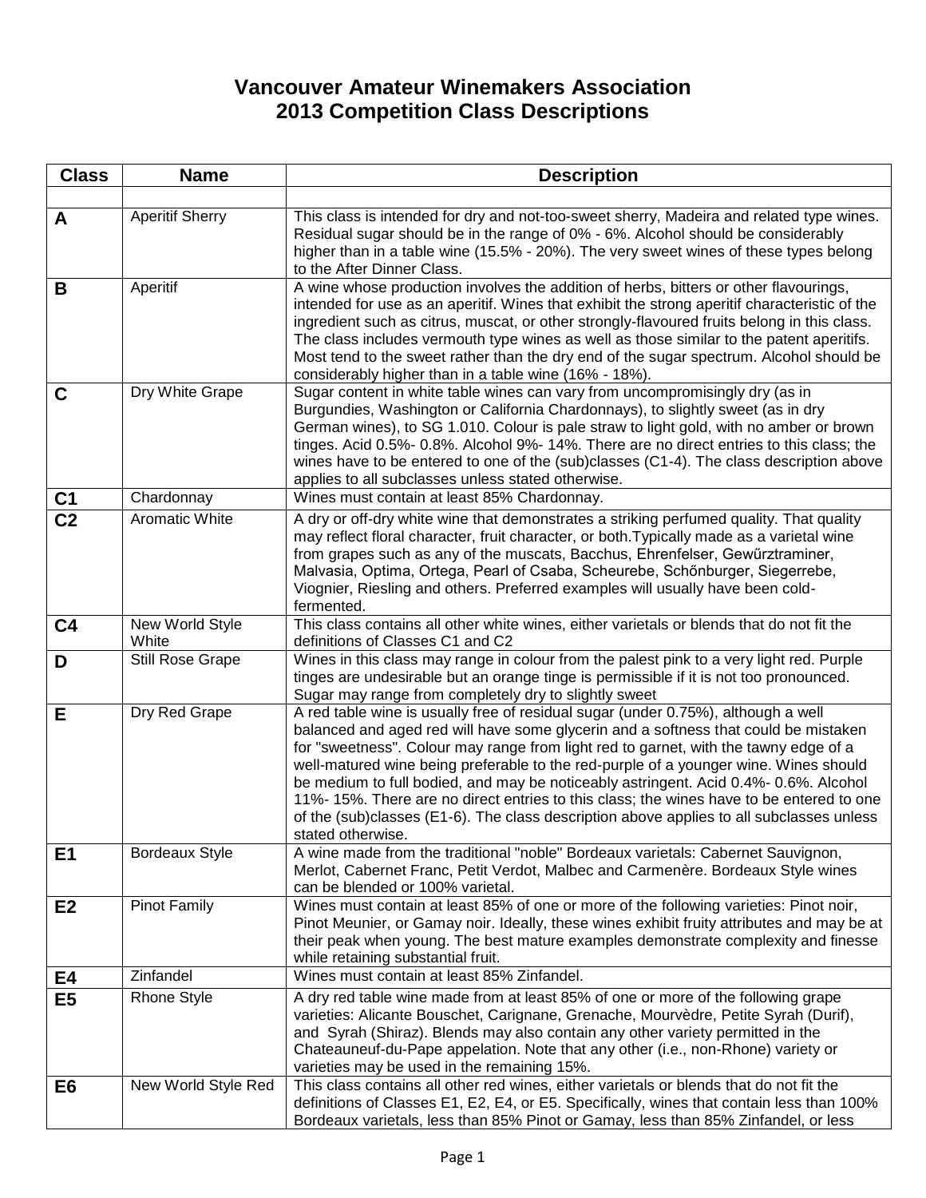# Vancouver Amateur Winemakers Association
# 2013 Competition Class Descriptions

| Class | Name | Description |
|---|---|---|
| | | |
| **A** | Aperitif Sherry | This class is intended for dry and not-too-sweet sherry, Madeira and related type wines. Residual sugar should be in the range of 0% - 6%. Alcohol should be considerably higher than in a table wine (15.5% - 20%). The very sweet wines of these types belong to the After Dinner Class. |
| **B** | Aperitif | A wine whose production involves the addition of herbs, bitters or other flavourings, intended for use as an aperitif. Wines that exhibit the strong aperitif characteristic of the ingredient such as citrus, muscat, or other strongly-flavoured fruits belong in this class. The class includes vermouth type wines as well as those similar to the patent aperitifs. Most tend to the sweet rather than the dry end of the sugar spectrum. Alcohol should be considerably higher than in a table wine (16% - 18%). |
| **C** | Dry White Grape | Sugar content in white table wines can vary from uncompromisingly dry (as in Burgundies, Washington or California Chardonnays), to slightly sweet (as in dry German wines), to SG 1.010. Colour is pale straw to light gold, with no amber or brown tinges. Acid 0.5%- 0.8%. Alcohol 9%- 14%. There are no direct entries to this class; the wines have to be entered to one of the (sub)classes (C1-4). The class description above applies to all subclasses unless stated otherwise. |
| **C1** | Chardonnay | Wines must contain at least 85% Chardonnay. |
| **C2** | Aromatic White | A dry or off-dry white wine that demonstrates a striking perfumed quality. That quality may reflect floral character, fruit character, or both.Typically made as a varietal wine from grapes such as any of the muscats, Bacchus, Ehrenfelser, Gewűrztraminer, Malvasia, Optima, Ortega, Pearl of Csaba, Scheurebe, Schőnburger, Siegerrebe, Viognier, Riesling and others. Preferred examples will usually have been cold-fermented. |
| **C4** | New World Style White | This class contains all other white wines, either varietals or blends that do not fit the definitions of Classes C1 and C2 |
| **D** | Still Rose Grape | Wines in this class may range in colour from the palest pink to a very light red. Purple tinges are undesirable but an orange tinge is permissible if it is not too pronounced. Sugar may range from completely dry to slightly sweet |
| **E** | Dry Red Grape | A red table wine is usually free of residual sugar (under 0.75%), although a well balanced and aged red will have some glycerin and a softness that could be mistaken for "sweetness". Colour may range from light red to garnet, with the tawny edge of a well-matured wine being preferable to the red-purple of a younger wine. Wines should be medium to full bodied, and may be noticeably astringent. Acid 0.4%- 0.6%. Alcohol 11%- 15%. There are no direct entries to this class; the wines have to be entered to one of the (sub)classes (E1-6). The class description above applies to all subclasses unless stated otherwise. |
| **E1** | Bordeaux Style | A wine made from the traditional "noble" Bordeaux varietals: Cabernet Sauvignon, Merlot, Cabernet Franc, Petit Verdot, Malbec and Carmenère. Bordeaux Style wines can be blended or 100% varietal. |
| **E2** | Pinot Family | Wines must contain at least 85% of one or more of the following varieties: Pinot noir, Pinot Meunier, or Gamay noir. Ideally, these wines exhibit fruity attributes and may be at their peak when young. The best mature examples demonstrate complexity and finesse while retaining substantial fruit. |
| **E4** | Zinfandel | Wines must contain at least 85% Zinfandel. |
| **E5** | Rhone Style | A dry red table wine made from at least 85% of one or more of the following grape varieties: Alicante Bouschet, Carignane, Grenache, Mourvèdre, Petite Syrah (Durif), and Syrah (Shiraz). Blends may also contain any other variety permitted in the Chateauneuf-du-Pape appelation. Note that any other (i.e., non-Rhone) variety or varieties may be used in the remaining 15%. |
| **E6** | New World Style Red | This class contains all other red wines, either varietals or blends that do not fit the definitions of Classes E1, E2, E4, or E5. Specifically, wines that contain less than 100% Bordeaux varietals, less than 85% Pinot or Gamay, less than 85% Zinfandel, or less |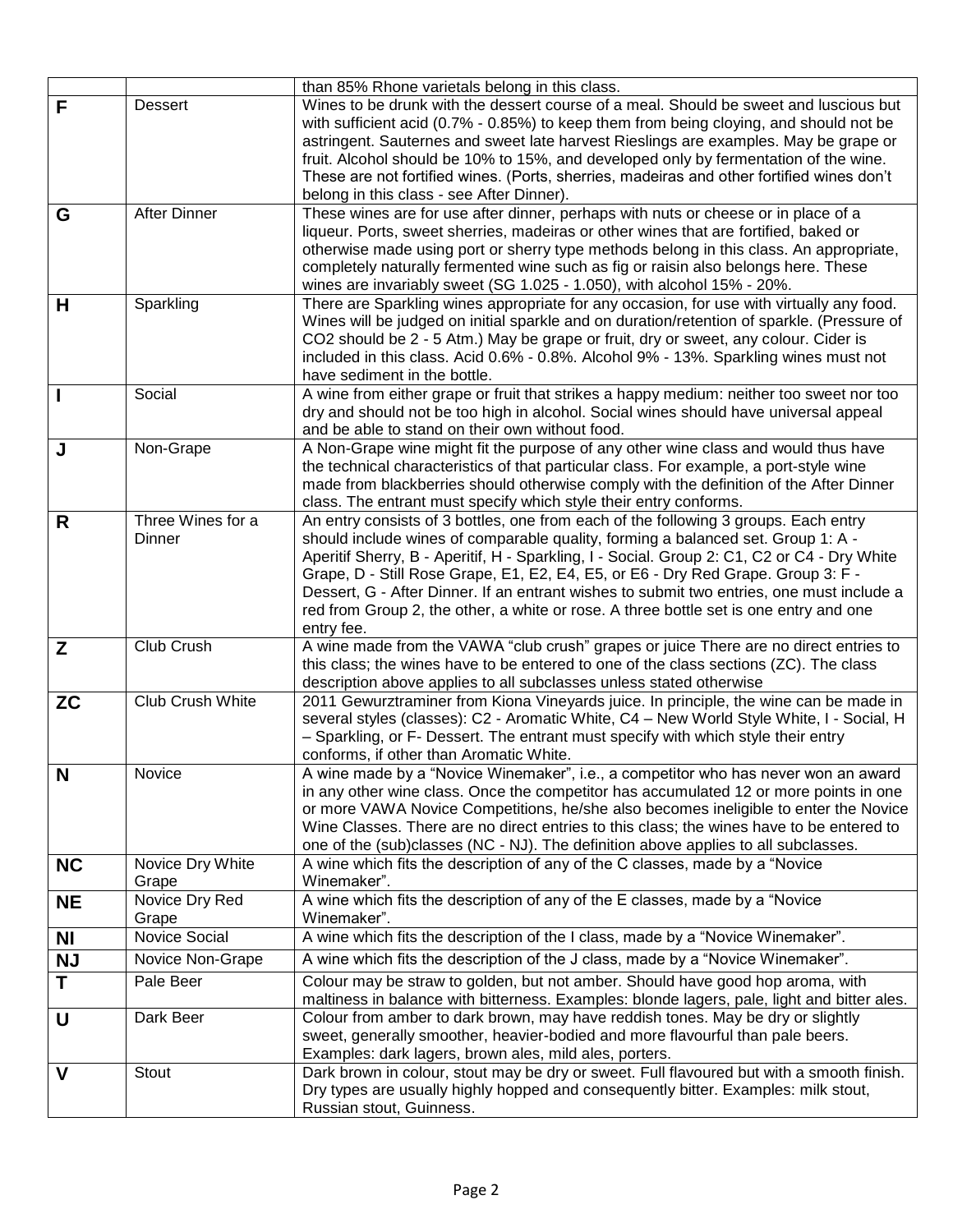| | | |
|---|---|---|
| | | than 85% Rhone varietals belong in this class. |
| **F** | Dessert | Wines to be drunk with the dessert course of a meal. Should be sweet and luscious but with sufficient acid (0.7% - 0.85%) to keep them from being cloying, and should not be astringent. Sauternes and sweet late harvest Rieslings are examples. May be grape or fruit. Alcohol should be 10% to 15%, and developed only by fermentation of the wine. These are not fortified wines. (Ports, sherries, madeiras and other fortified wines don't belong in this class - see After Dinner). |
| **G** | After Dinner | These wines are for use after dinner, perhaps with nuts or cheese or in place of a liqueur. Ports, sweet sherries, madeiras or other wines that are fortified, baked or otherwise made using port or sherry type methods belong in this class. An appropriate, completely naturally fermented wine such as fig or raisin also belongs here. These wines are invariably sweet (SG 1.025 - 1.050), with alcohol 15% - 20%. |
| **H** | Sparkling | There are Sparkling wines appropriate for any occasion, for use with virtually any food. Wines will be judged on initial sparkle and on duration/retention of sparkle. (Pressure of $CO_2$ should be 2 - 5 Atm.) May be grape or fruit, dry or sweet, any colour. Cider is included in this class. Acid 0.6% - 0.8%. Alcohol 9% - 13%. Sparkling wines must not have sediment in the bottle. |
| **I** | Social | A wine from either grape or fruit that strikes a happy medium: neither too sweet nor too dry and should not be too high in alcohol. Social wines should have universal appeal and be able to stand on their own without food. |
| **J** | Non-Grape | A Non-Grape wine might fit the purpose of any other wine class and would thus have the technical characteristics of that particular class. For example, a port-style wine made from blackberries should otherwise comply with the definition of the After Dinner class. The entrant must specify which style their entry conforms. |
| **R** | Three Wines for a Dinner | An entry consists of 3 bottles, one from each of the following 3 groups. Each entry should include wines of comparable quality, forming a balanced set. Group 1: A - Aperitif Sherry, B - Aperitif, H - Sparkling, I - Social. Group 2: C1, C2 or C4 - Dry White Grape, D - Still Rose Grape, E1, E2, E4, E5, or E6 - Dry Red Grape. Group 3: F - Dessert, G - After Dinner. If an entrant wishes to submit two entries, one must include a red from Group 2, the other, a white or rose. A three bottle set is one entry and one entry fee. |
| **Z** | Club Crush | A wine made from the VAWA "club crush" grapes or juice There are no direct entries to this class; the wines have to be entered to one of the class sections (ZC). The class description above applies to all subclasses unless stated otherwise |
| **ZC** | Club Crush White | 2011 Gewurztraminer from Kiona Vineyards juice. In principle, the wine can be made in several styles (classes): C2 - Aromatic White, C4 – New World Style White, I - Social, H – Sparkling, or F- Dessert. The entrant must specify with which style their entry conforms, if other than Aromatic White. |
| **N** | Novice | A wine made by a "Novice Winemaker", i.e., a competitor who has never won an award in any other wine class. Once the competitor has accumulated 12 or more points in one or more VAWA Novice Competitions, he/she also becomes ineligible to enter the Novice Wine Classes. There are no direct entries to this class; the wines have to be entered to one of the (sub)classes (NC - NJ). The definition above applies to all subclasses. |
| **NC** | Novice Dry White Grape | A wine which fits the description of any of the C classes, made by a "Novice Winemaker". |
| **NE** | Novice Dry Red Grape | A wine which fits the description of any of the E classes, made by a "Novice Winemaker". |
| **NI** | Novice Social | A wine which fits the description of the I class, made by a "Novice Winemaker". |
| **NJ** | Novice Non-Grape | A wine which fits the description of the J class, made by a "Novice Winemaker". |
| **T** | Pale Beer | Colour may be straw to golden, but not amber. Should have good hop aroma, with maltiness in balance with bitterness. Examples: blonde lagers, pale, light and bitter ales. |
| **U** | Dark Beer | Colour from amber to dark brown, may have reddish tones. May be dry or slightly sweet, generally smoother, heavier-bodied and more flavourful than pale beers. Examples: dark lagers, brown ales, mild ales, porters. |
| **V** | Stout | Dark brown in colour, stout may be dry or sweet. Full flavoured but with a smooth finish. Dry types are usually highly hopped and consequently bitter. Examples: milk stout, Russian stout, Guinness. |